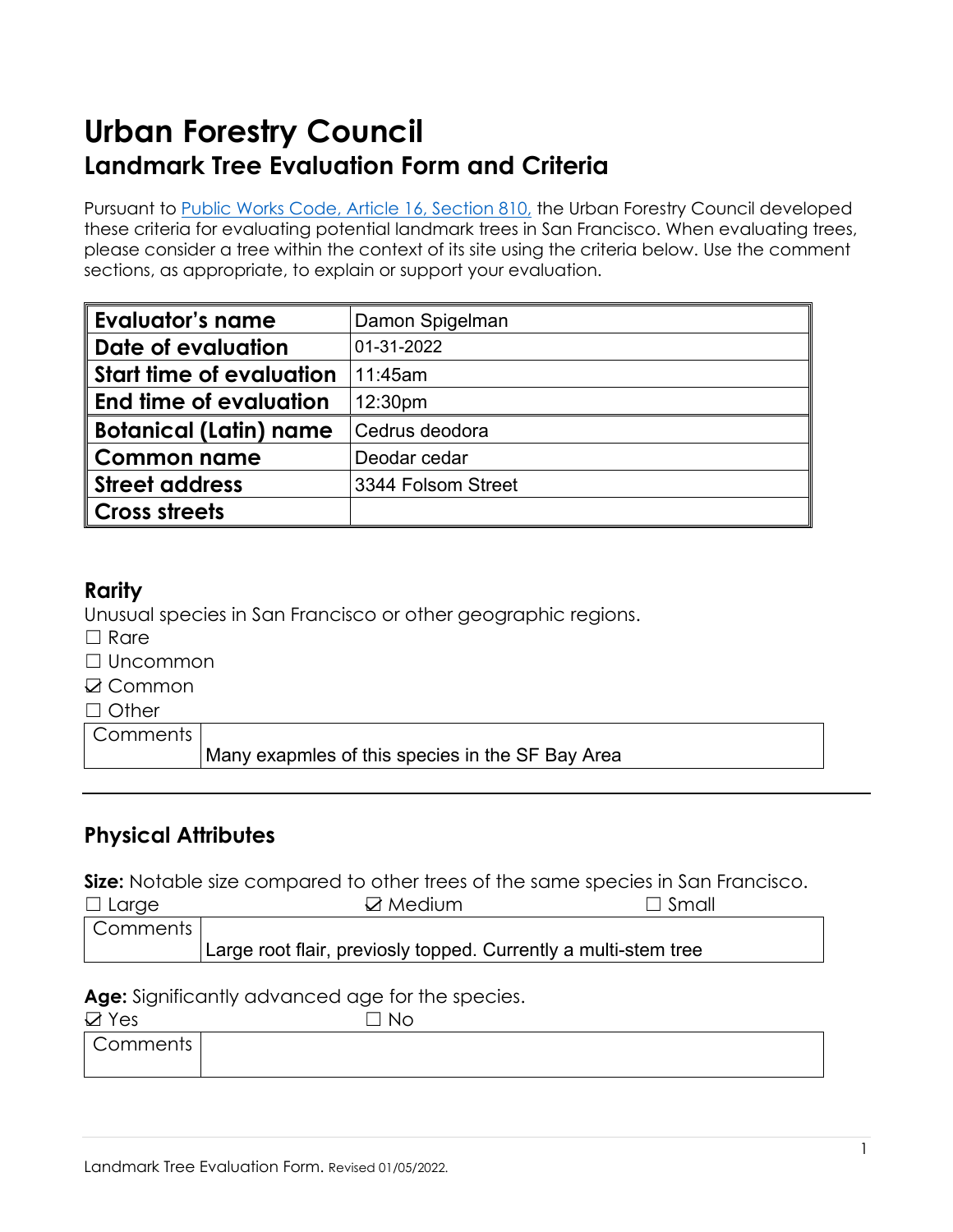# Urban Forestry Council

## Landmark Tree Evaluation Form and Criteria

Pursuant to [Public Works Code, Article 16, Section 810,](#) the Urban Forestry Council developed these criteria for evaluating potential landmark trees in San Francisco. When evaluating trees, please consider a tree within the context of its site using the criteria below. Use the comment sections, as appropriate, to explain or support your evaluation.

| | |
|---|---|
| **Evaluator's name** | Damon Spigelman |
| **Date of evaluation** | 01-31-2022 |
| **Start time of evaluation** | 11:45am |
| **End time of evaluation** | 12:30pm |
| **Botanical (Latin) name** | Cedrus deodora |
| **Common name** | Deodar cedar |
| **Street address** | 3344 Folsom Street |
| **Cross streets** | |

### Rarity

Unusual species in San Francisco or other geographic regions.

☐ Rare

☐ Uncommon

☑ Common

☐ Other

| Comments | Many exapmles of this species in the SF Bay Area |
|---|---|

---

### Physical Attributes

**Size:** Notable size compared to other trees of the same species in San Francisco.

☐ Large ☑ Medium ☐ Small

| Comments | Large root flair, previosly topped. Currently a multi-stem tree |
|---|---|

**Age:** Significantly advanced age for the species.

☑ Yes ☐ No

| Comments | |
|---|---|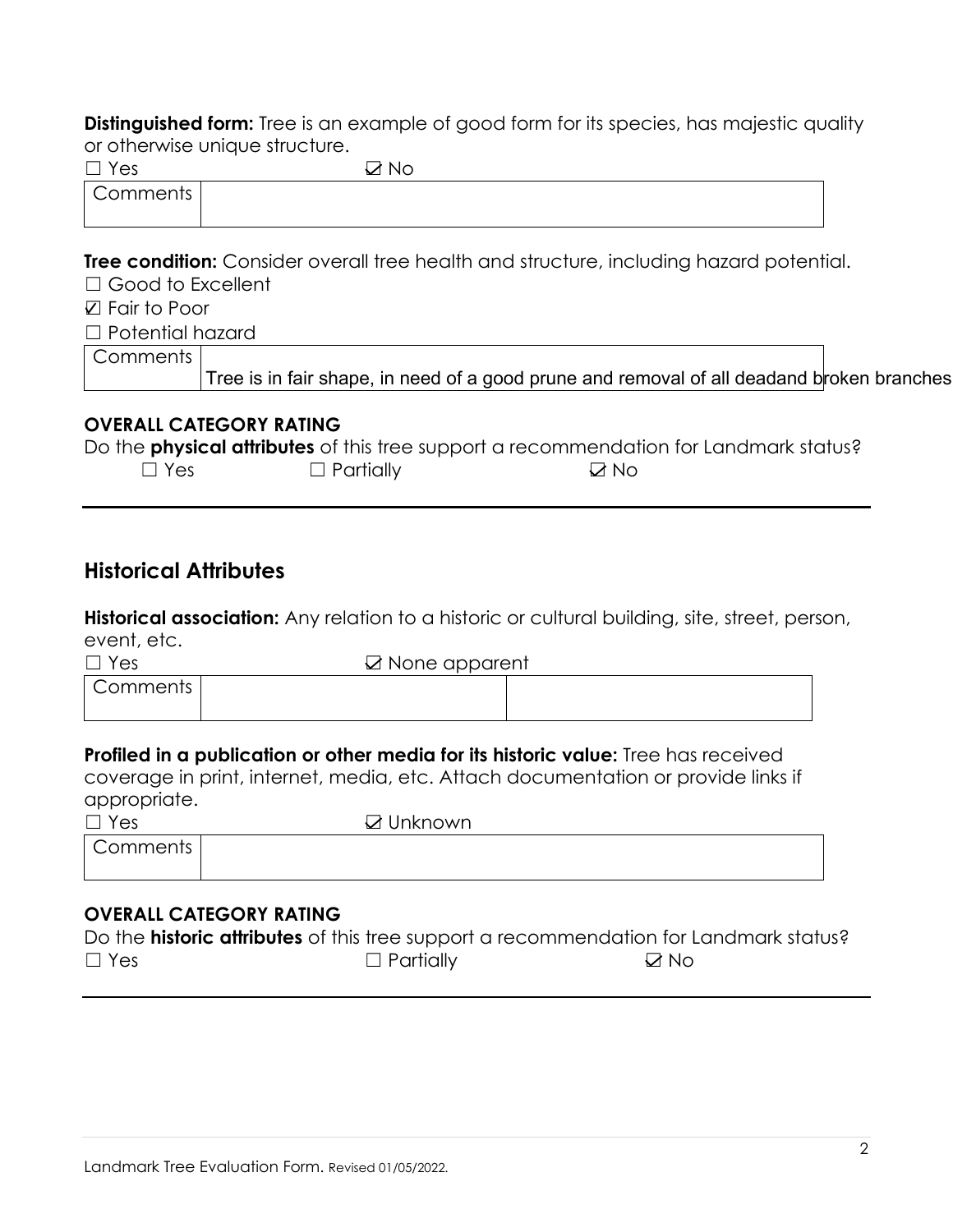**Distinguished form:** Tree is an example of good form for its species, has majestic quality or otherwise unique structure.

☐ Yes ☑ No

| Comments | |
|---|---|

**Tree condition:** Consider overall tree health and structure, including hazard potential.

☐ Good to Excellent

☑ Fair to Poor

☐ Potential hazard

| Comments | Tree is in fair shape, in need of a good prune and removal of all deadand broken branches |
|---|---|

### OVERALL CATEGORY RATING

Do the **physical attributes** of this tree support a recommendation for Landmark status?

☐ Yes ☐ Partially ☑ No

---

## Historical Attributes

**Historical association:** Any relation to a historic or cultural building, site, street, person, event, etc.

☐ Yes ☑ None apparent

| Comments | | |
|---|---|---|

**Profiled in a publication or other media for its historic value:** Tree has received coverage in print, internet, media, etc. Attach documentation or provide links if appropriate.

☐ Yes ☑ Unknown

| Comments | |
|---|---|

### OVERALL CATEGORY RATING

Do the **historic attributes** of this tree support a recommendation for Landmark status?

☐ Yes ☐ Partially ☑ No

---

Landmark Tree Evaluation Form. Revised 01/05/2022.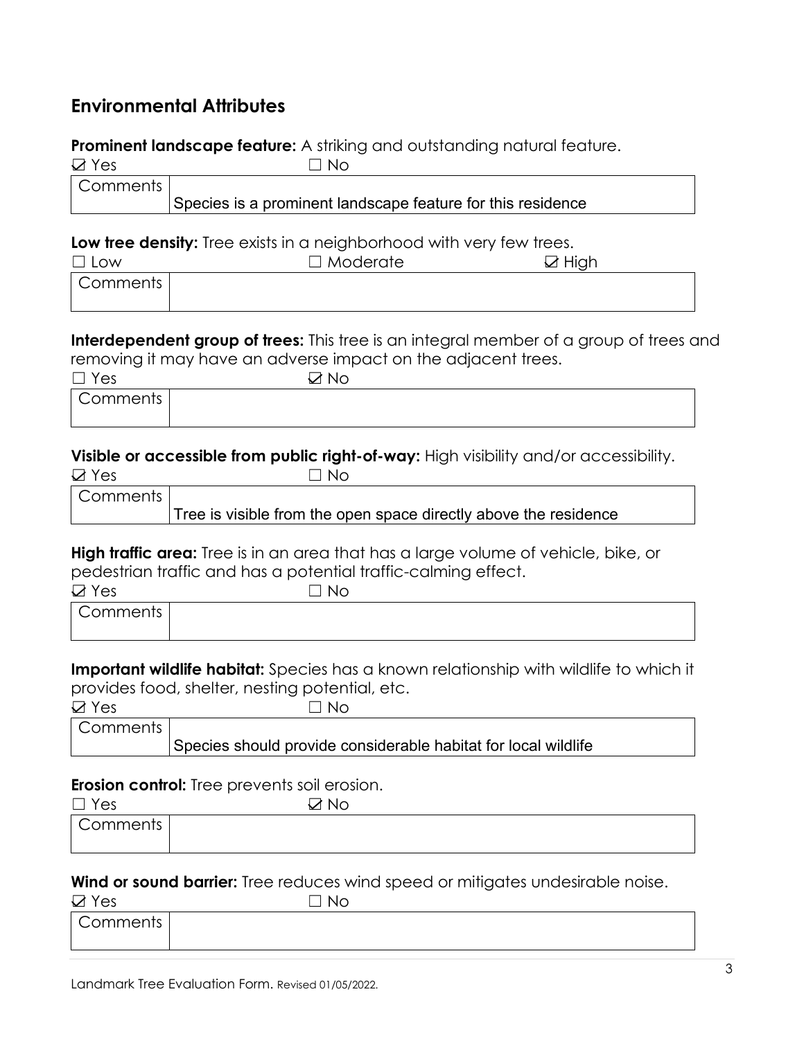## Environmental Attributes

**Prominent landscape feature:** A striking and outstanding natural feature.

☑ Yes ☐ No

| Comments | Species is a prominent landscape feature for this residence |
|---|---|

**Low tree density:** Tree exists in a neighborhood with very few trees.

☐ Low ☐ Moderate ☑ High

| Comments | |
|---|---|

**Interdependent group of trees:** This tree is an integral member of a group of trees and removing it may have an adverse impact on the adjacent trees.

☐ Yes ☑ No

| Comments | |
|---|---|

**Visible or accessible from public right-of-way:** High visibility and/or accessibility.

☑ Yes ☐ No

| Comments | Tree is visible from the open space directly above the residence |
|---|---|

**High traffic area:** Tree is in an area that has a large volume of vehicle, bike, or pedestrian traffic and has a potential traffic-calming effect.

☑ Yes ☐ No

| Comments | |
|---|---|

**Important wildlife habitat:** Species has a known relationship with wildlife to which it provides food, shelter, nesting potential, etc.

☑ Yes ☐ No

| Comments | Species should provide considerable habitat for local wildlife |
|---|---|

**Erosion control:** Tree prevents soil erosion.

☐ Yes ☑ No

| Comments | |
|---|---|

**Wind or sound barrier:** Tree reduces wind speed or mitigates undesirable noise.

☑ Yes ☐ No

| Comments | |
|---|---|

Landmark Tree Evaluation Form. Revised 01/05/2022.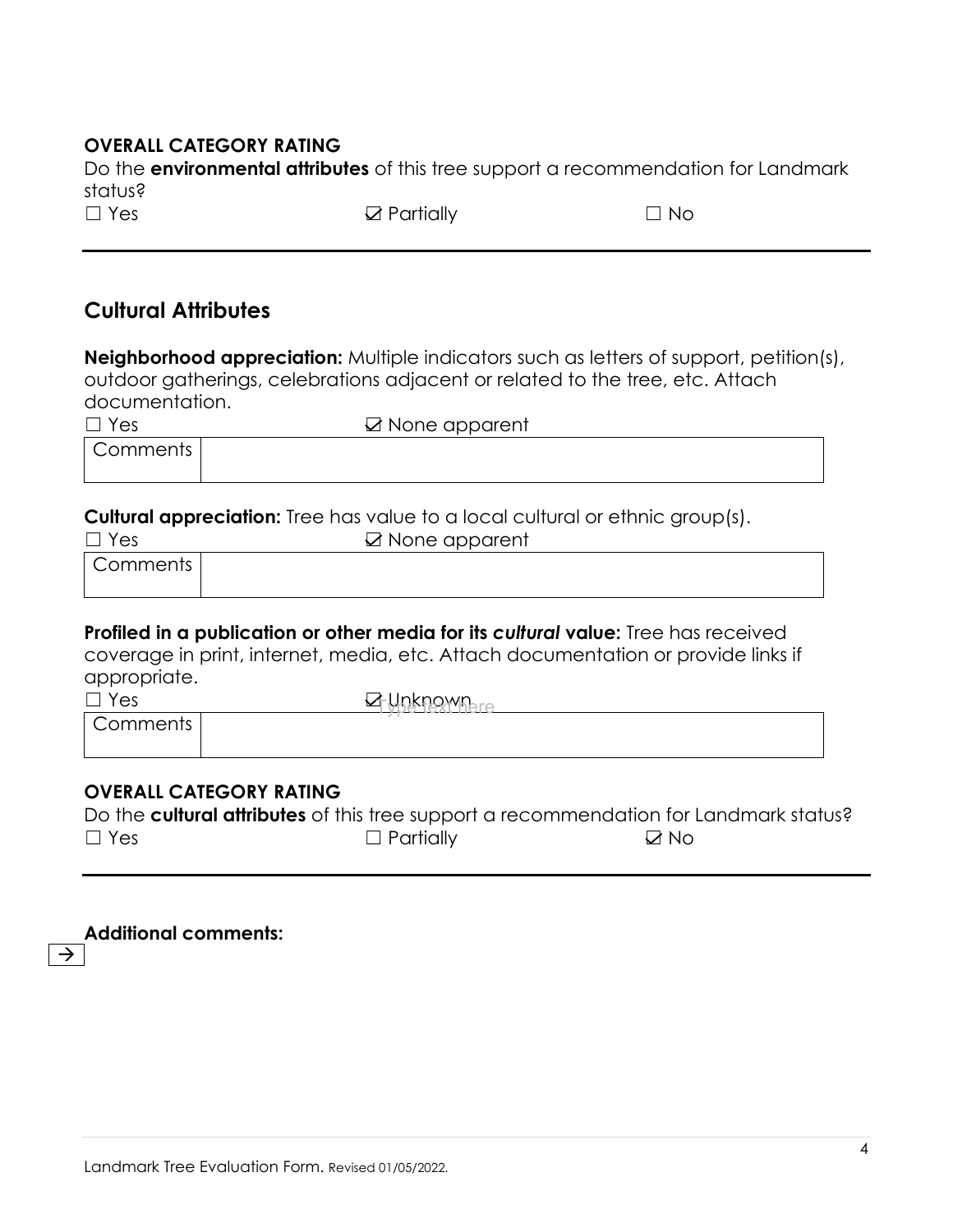**OVERALL CATEGORY RATING**

Do the **environmental attributes** of this tree support a recommendation for Landmark status?

☐ Yes ☑ Partially ☐ No

---

## Cultural Attributes

**Neighborhood appreciation:** Multiple indicators such as letters of support, petition(s), outdoor gatherings, celebrations adjacent or related to the tree, etc. Attach documentation.

☐ Yes ☑ None apparent

| Comments | |
|---|---|

**Cultural appreciation:** Tree has value to a local cultural or ethnic group(s).

☐ Yes ☑ None apparent

| Comments | |
|---|---|

**Profiled in a publication or other media for its *cultural* value:** Tree has received coverage in print, internet, media, etc. Attach documentation or provide links if appropriate.

☐ Yes ☑ Unknown

| Comments | |
|---|---|

**OVERALL CATEGORY RATING**

Do the **cultural attributes** of this tree support a recommendation for Landmark status?

☐ Yes ☐ Partially ☑ No

---

**Additional comments:**

→

Landmark Tree Evaluation Form. Revised 01/05/2022.